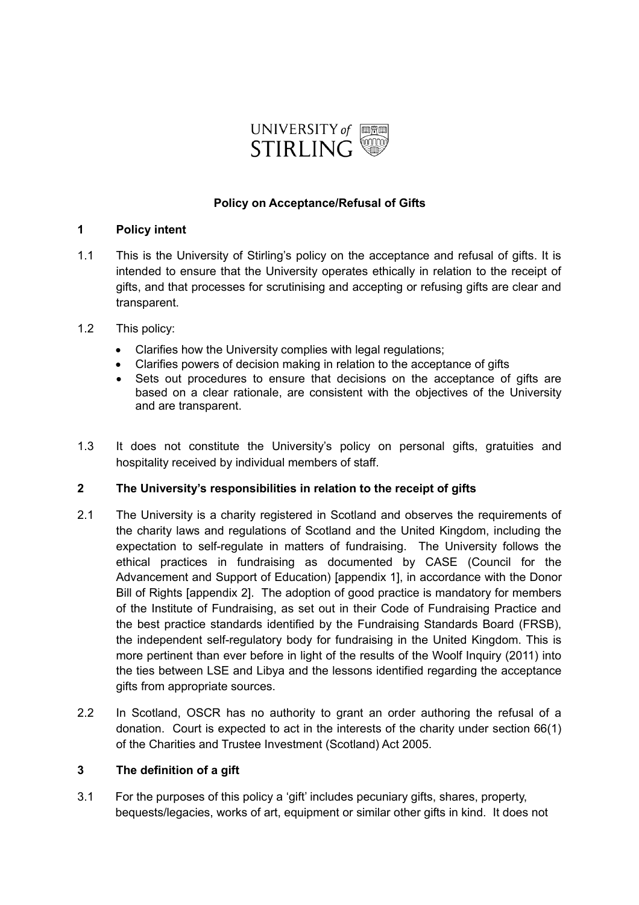UNIVERSITY of STIRLING

**Policy on Acceptance/Refusal of Gifts**

## 1 Policy intent

1.1 This is the University of Stirling's policy on the acceptance and refusal of gifts. It is intended to ensure that the University operates ethically in relation to the receipt of gifts, and that processes for scrutinising and accepting or refusing gifts are clear and transparent.

1.2 This policy:

- Clarifies how the University complies with legal regulations;
- Clarifies powers of decision making in relation to the acceptance of gifts
- Sets out procedures to ensure that decisions on the acceptance of gifts are based on a clear rationale, are consistent with the objectives of the University and are transparent.

1.3 It does not constitute the University's policy on personal gifts, gratuities and hospitality received by individual members of staff.

## 2 The University's responsibilities in relation to the receipt of gifts

2.1 The University is a charity registered in Scotland and observes the requirements of the charity laws and regulations of Scotland and the United Kingdom, including the expectation to self-regulate in matters of fundraising. The University follows the ethical practices in fundraising as documented by CASE (Council for the Advancement and Support of Education) [appendix 1], in accordance with the Donor Bill of Rights [appendix 2]. The adoption of good practice is mandatory for members of the Institute of Fundraising, as set out in their Code of Fundraising Practice and the best practice standards identified by the Fundraising Standards Board (FRSB), the independent self-regulatory body for fundraising in the United Kingdom. This is more pertinent than ever before in light of the results of the Woolf Inquiry (2011) into the ties between LSE and Libya and the lessons identified regarding the acceptance gifts from appropriate sources.

2.2 In Scotland, OSCR has no authority to grant an order authoring the refusal of a donation. Court is expected to act in the interests of the charity under section 66(1) of the Charities and Trustee Investment (Scotland) Act 2005.

## 3 The definition of a gift

3.1 For the purposes of this policy a 'gift' includes pecuniary gifts, shares, property, bequests/legacies, works of art, equipment or similar other gifts in kind. It does not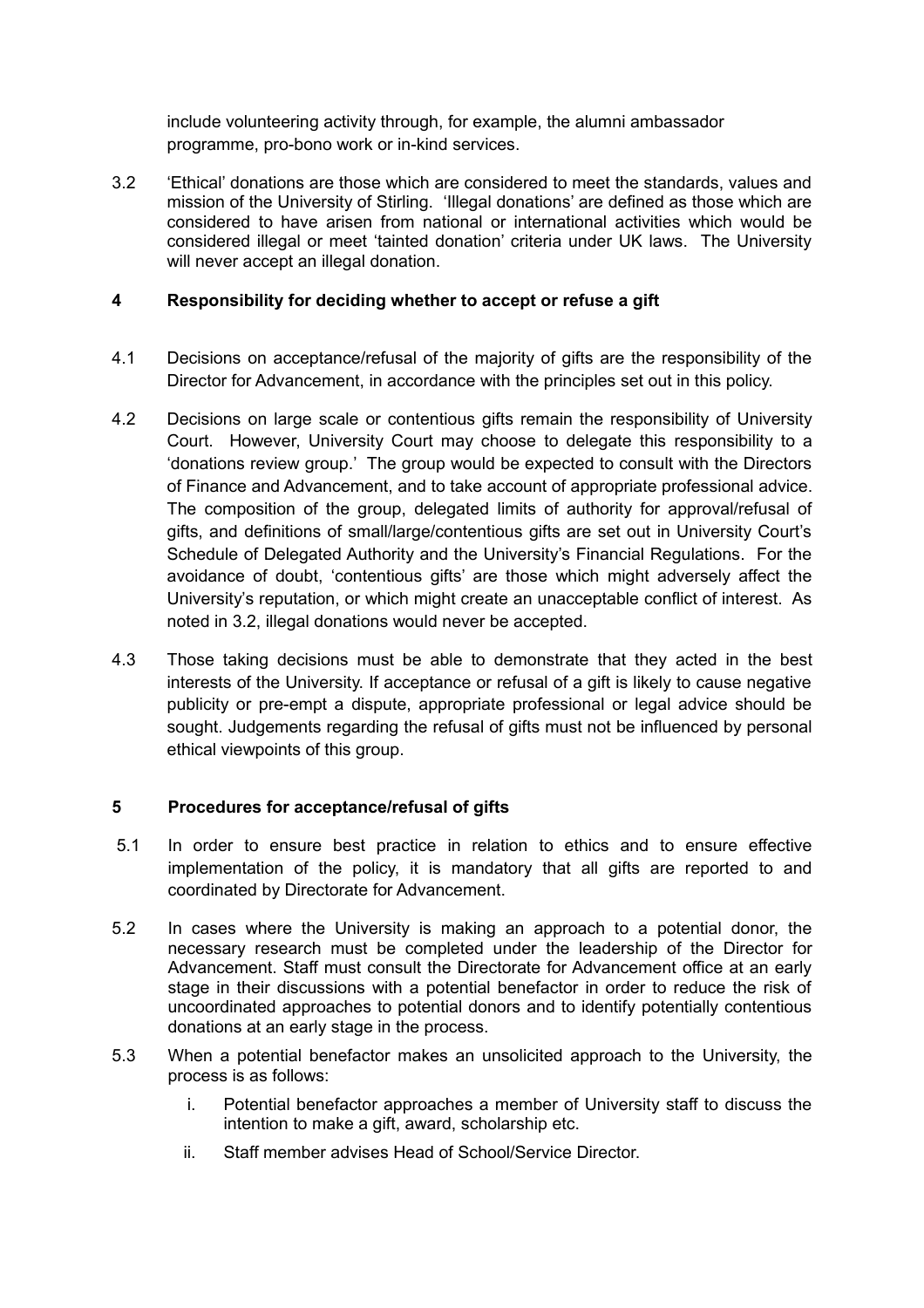include volunteering activity through, for example, the alumni ambassador programme, pro-bono work or in-kind services.

3.2 'Ethical' donations are those which are considered to meet the standards, values and mission of the University of Stirling. 'Illegal donations' are defined as those which are considered to have arisen from national or international activities which would be considered illegal or meet 'tainted donation' criteria under UK laws. The University will never accept an illegal donation.

## 4 Responsibility for deciding whether to accept or refuse a gift

4.1 Decisions on acceptance/refusal of the majority of gifts are the responsibility of the Director for Advancement, in accordance with the principles set out in this policy.

4.2 Decisions on large scale or contentious gifts remain the responsibility of University Court. However, University Court may choose to delegate this responsibility to a 'donations review group.' The group would be expected to consult with the Directors of Finance and Advancement, and to take account of appropriate professional advice. The composition of the group, delegated limits of authority for approval/refusal of gifts, and definitions of small/large/contentious gifts are set out in University Court's Schedule of Delegated Authority and the University's Financial Regulations. For the avoidance of doubt, 'contentious gifts' are those which might adversely affect the University's reputation, or which might create an unacceptable conflict of interest. As noted in 3.2, illegal donations would never be accepted.

4.3 Those taking decisions must be able to demonstrate that they acted in the best interests of the University. If acceptance or refusal of a gift is likely to cause negative publicity or pre-empt a dispute, appropriate professional or legal advice should be sought. Judgements regarding the refusal of gifts must not be influenced by personal ethical viewpoints of this group.

## 5 Procedures for acceptance/refusal of gifts

5.1 In order to ensure best practice in relation to ethics and to ensure effective implementation of the policy, it is mandatory that all gifts are reported to and coordinated by Directorate for Advancement.

5.2 In cases where the University is making an approach to a potential donor, the necessary research must be completed under the leadership of the Director for Advancement. Staff must consult the Directorate for Advancement office at an early stage in their discussions with a potential benefactor in order to reduce the risk of uncoordinated approaches to potential donors and to identify potentially contentious donations at an early stage in the process.

5.3 When a potential benefactor makes an unsolicited approach to the University, the process is as follows:

i. Potential benefactor approaches a member of University staff to discuss the intention to make a gift, award, scholarship etc.

ii. Staff member advises Head of School/Service Director.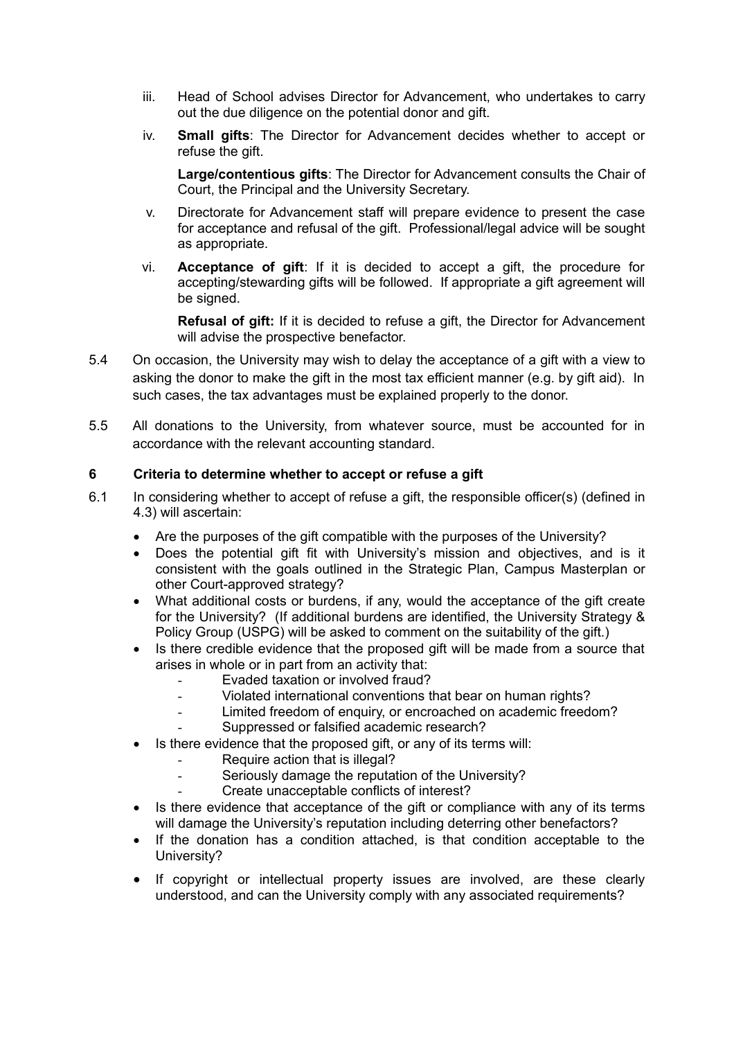iii. Head of School advises Director for Advancement, who undertakes to carry out the due diligence on the potential donor and gift.

iv. **Small gifts**: The Director for Advancement decides whether to accept or refuse the gift.

   **Large/contentious gifts**: The Director for Advancement consults the Chair of Court, the Principal and the University Secretary.

v. Directorate for Advancement staff will prepare evidence to present the case for acceptance and refusal of the gift. Professional/legal advice will be sought as appropriate.

vi. **Acceptance of gift**: If it is decided to accept a gift, the procedure for accepting/stewarding gifts will be followed. If appropriate a gift agreement will be signed.

   **Refusal of gift:** If it is decided to refuse a gift, the Director for Advancement will advise the prospective benefactor.

5.4 On occasion, the University may wish to delay the acceptance of a gift with a view to asking the donor to make the gift in the most tax efficient manner (e.g. by gift aid). In such cases, the tax advantages must be explained properly to the donor.

5.5 All donations to the University, from whatever source, must be accounted for in accordance with the relevant accounting standard.

## 6 Criteria to determine whether to accept or refuse a gift

6.1 In considering whether to accept of refuse a gift, the responsible officer(s) (defined in 4.3) will ascertain:

- Are the purposes of the gift compatible with the purposes of the University?
- Does the potential gift fit with University's mission and objectives, and is it consistent with the goals outlined in the Strategic Plan, Campus Masterplan or other Court-approved strategy?
- What additional costs or burdens, if any, would the acceptance of the gift create for the University? (If additional burdens are identified, the University Strategy & Policy Group (USPG) will be asked to comment on the suitability of the gift.)
- Is there credible evidence that the proposed gift will be made from a source that arises in whole or in part from an activity that:
  - Evaded taxation or involved fraud?
  - Violated international conventions that bear on human rights?
  - Limited freedom of enquiry, or encroached on academic freedom?
  - Suppressed or falsified academic research?
- Is there evidence that the proposed gift, or any of its terms will:
  - Require action that is illegal?
  - Seriously damage the reputation of the University?
  - Create unacceptable conflicts of interest?
- Is there evidence that acceptance of the gift or compliance with any of its terms will damage the University's reputation including deterring other benefactors?
- If the donation has a condition attached, is that condition acceptable to the University?
- If copyright or intellectual property issues are involved, are these clearly understood, and can the University comply with any associated requirements?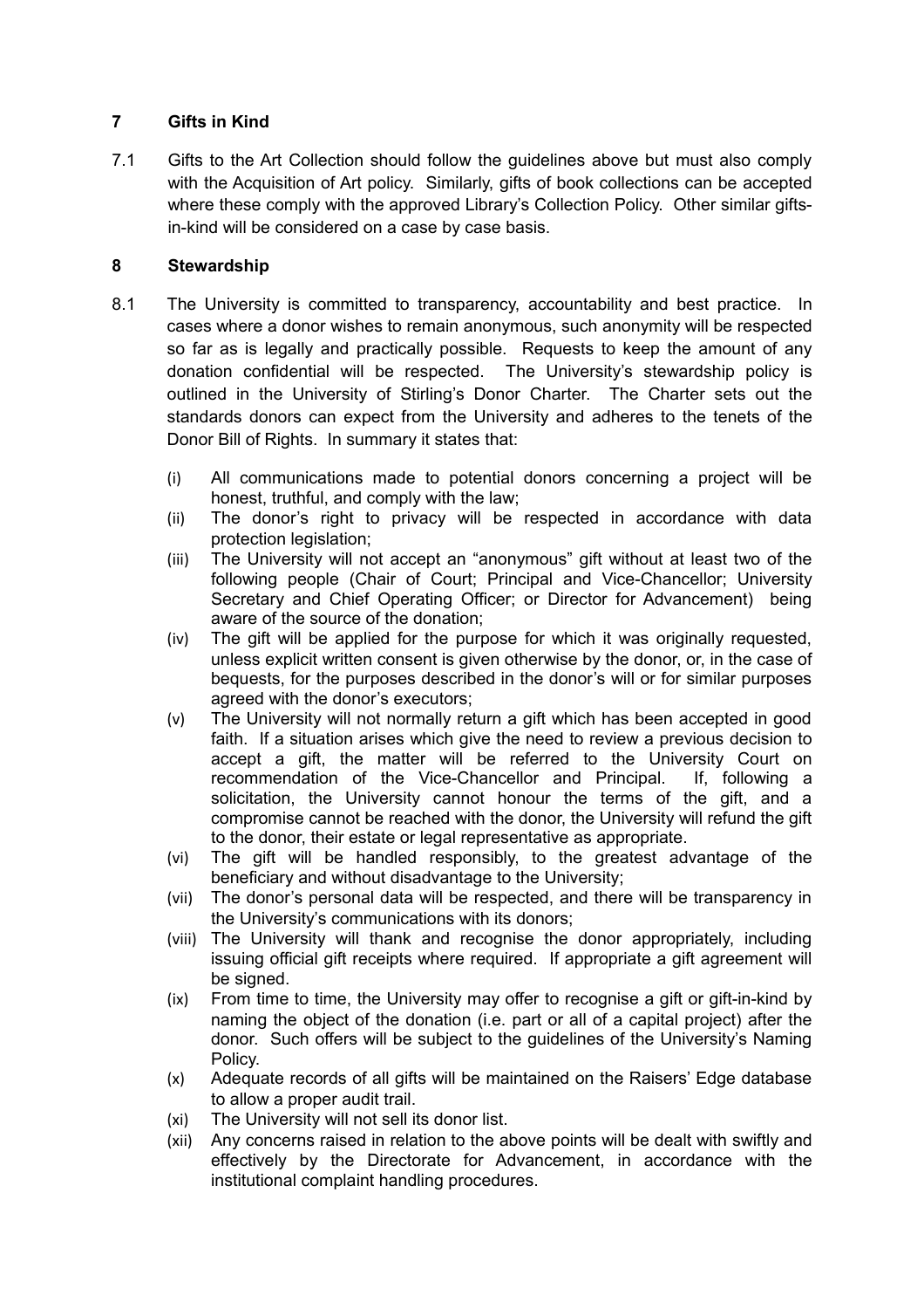## 7 Gifts in Kind

7.1 Gifts to the Art Collection should follow the guidelines above but must also comply with the Acquisition of Art policy. Similarly, gifts of book collections can be accepted where these comply with the approved Library's Collection Policy. Other similar gifts-in-kind will be considered on a case by case basis.

## 8 Stewardship

8.1 The University is committed to transparency, accountability and best practice. In cases where a donor wishes to remain anonymous, such anonymity will be respected so far as is legally and practically possible. Requests to keep the amount of any donation confidential will be respected. The University's stewardship policy is outlined in the University of Stirling's Donor Charter. The Charter sets out the standards donors can expect from the University and adheres to the tenets of the Donor Bill of Rights. In summary it states that:

(i) All communications made to potential donors concerning a project will be honest, truthful, and comply with the law;

(ii) The donor's right to privacy will be respected in accordance with data protection legislation;

(iii) The University will not accept an "anonymous" gift without at least two of the following people (Chair of Court; Principal and Vice-Chancellor; University Secretary and Chief Operating Officer; or Director for Advancement) being aware of the source of the donation;

(iv) The gift will be applied for the purpose for which it was originally requested, unless explicit written consent is given otherwise by the donor, or, in the case of bequests, for the purposes described in the donor's will or for similar purposes agreed with the donor's executors;

(v) The University will not normally return a gift which has been accepted in good faith. If a situation arises which give the need to review a previous decision to accept a gift, the matter will be referred to the University Court on recommendation of the Vice-Chancellor and Principal. If, following a solicitation, the University cannot honour the terms of the gift, and a compromise cannot be reached with the donor, the University will refund the gift to the donor, their estate or legal representative as appropriate.

(vi) The gift will be handled responsibly, to the greatest advantage of the beneficiary and without disadvantage to the University;

(vii) The donor's personal data will be respected, and there will be transparency in the University's communications with its donors;

(viii) The University will thank and recognise the donor appropriately, including issuing official gift receipts where required. If appropriate a gift agreement will be signed.

(ix) From time to time, the University may offer to recognise a gift or gift-in-kind by naming the object of the donation (i.e. part or all of a capital project) after the donor. Such offers will be subject to the guidelines of the University's Naming Policy.

(x) Adequate records of all gifts will be maintained on the Raisers' Edge database to allow a proper audit trail.

(xi) The University will not sell its donor list.

(xii) Any concerns raised in relation to the above points will be dealt with swiftly and effectively by the Directorate for Advancement, in accordance with the institutional complaint handling procedures.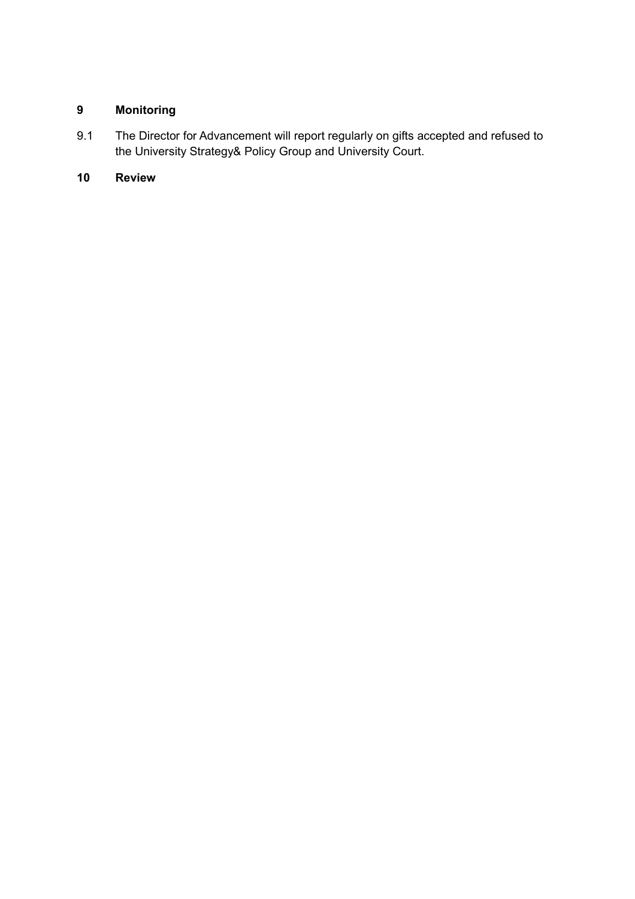## 9 Monitoring

9.1 The Director for Advancement will report regularly on gifts accepted and refused to the University Strategy& Policy Group and University Court.

## 10 Review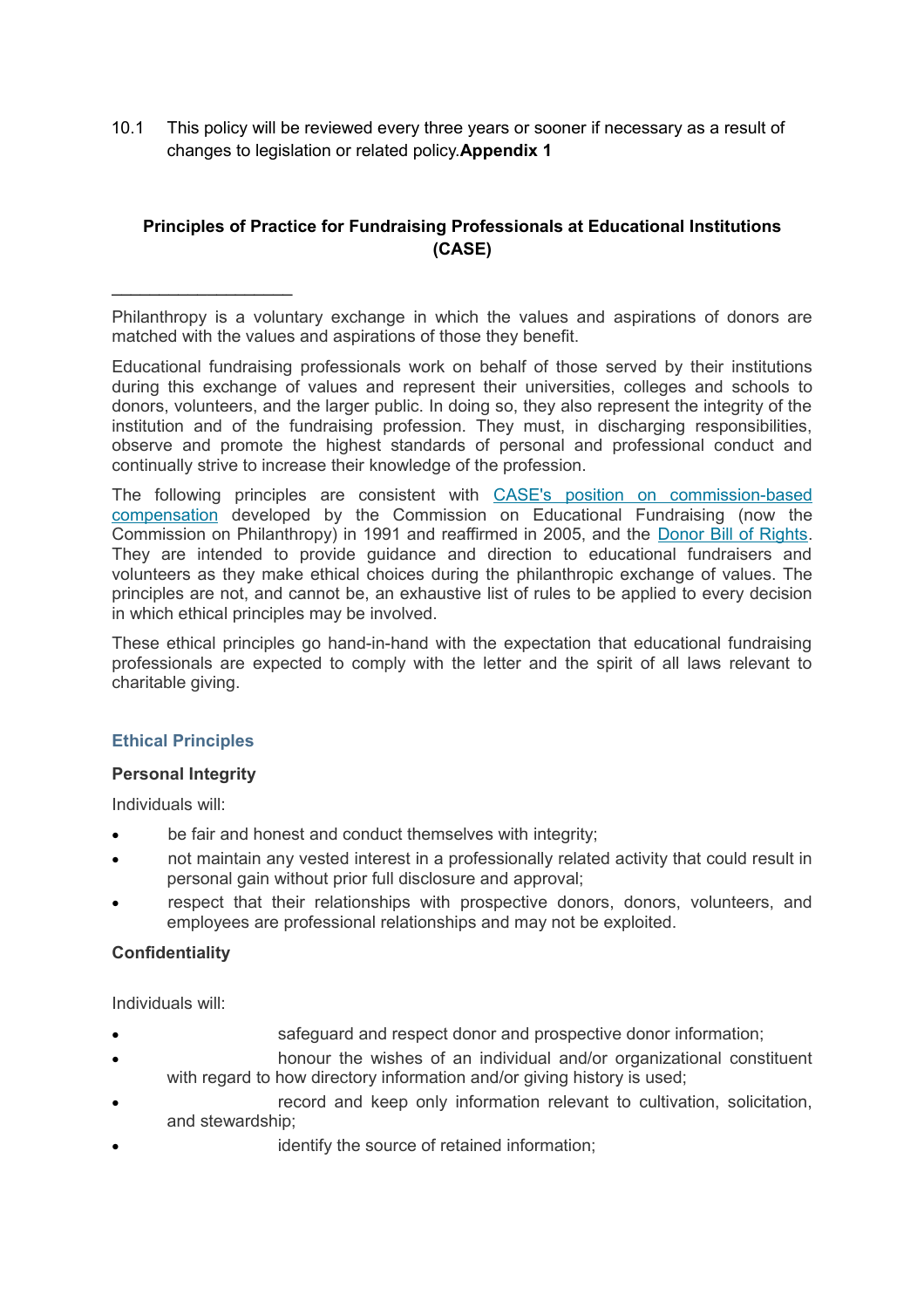10.1 This policy will be reviewed every three years or sooner if necessary as a result of changes to legislation or related policy.**Appendix 1**

## Principles of Practice for Fundraising Professionals at Educational Institutions (CASE)

---

Philanthropy is a voluntary exchange in which the values and aspirations of donors are matched with the values and aspirations of those they benefit.

Educational fundraising professionals work on behalf of those served by their institutions during this exchange of values and represent their universities, colleges and schools to donors, volunteers, and the larger public. In doing so, they also represent the integrity of the institution and of the fundraising profession. They must, in discharging responsibilities, observe and promote the highest standards of personal and professional conduct and continually strive to increase their knowledge of the profession.

The following principles are consistent with CASE's position on commission-based compensation developed by the Commission on Educational Fundraising (now the Commission on Philanthropy) in 1991 and reaffirmed in 2005, and the Donor Bill of Rights. They are intended to provide guidance and direction to educational fundraisers and volunteers as they make ethical choices during the philanthropic exchange of values. The principles are not, and cannot be, an exhaustive list of rules to be applied to every decision in which ethical principles may be involved.

These ethical principles go hand-in-hand with the expectation that educational fundraising professionals are expected to comply with the letter and the spirit of all laws relevant to charitable giving.

### Ethical Principles

**Personal Integrity**

Individuals will:

- be fair and honest and conduct themselves with integrity;
- not maintain any vested interest in a professionally related activity that could result in personal gain without prior full disclosure and approval;
- respect that their relationships with prospective donors, donors, volunteers, and employees are professional relationships and may not be exploited.

**Confidentiality**

Individuals will:

- safeguard and respect donor and prospective donor information;
- honour the wishes of an individual and/or organizational constituent with regard to how directory information and/or giving history is used;
- record and keep only information relevant to cultivation, solicitation, and stewardship;
- identify the source of retained information;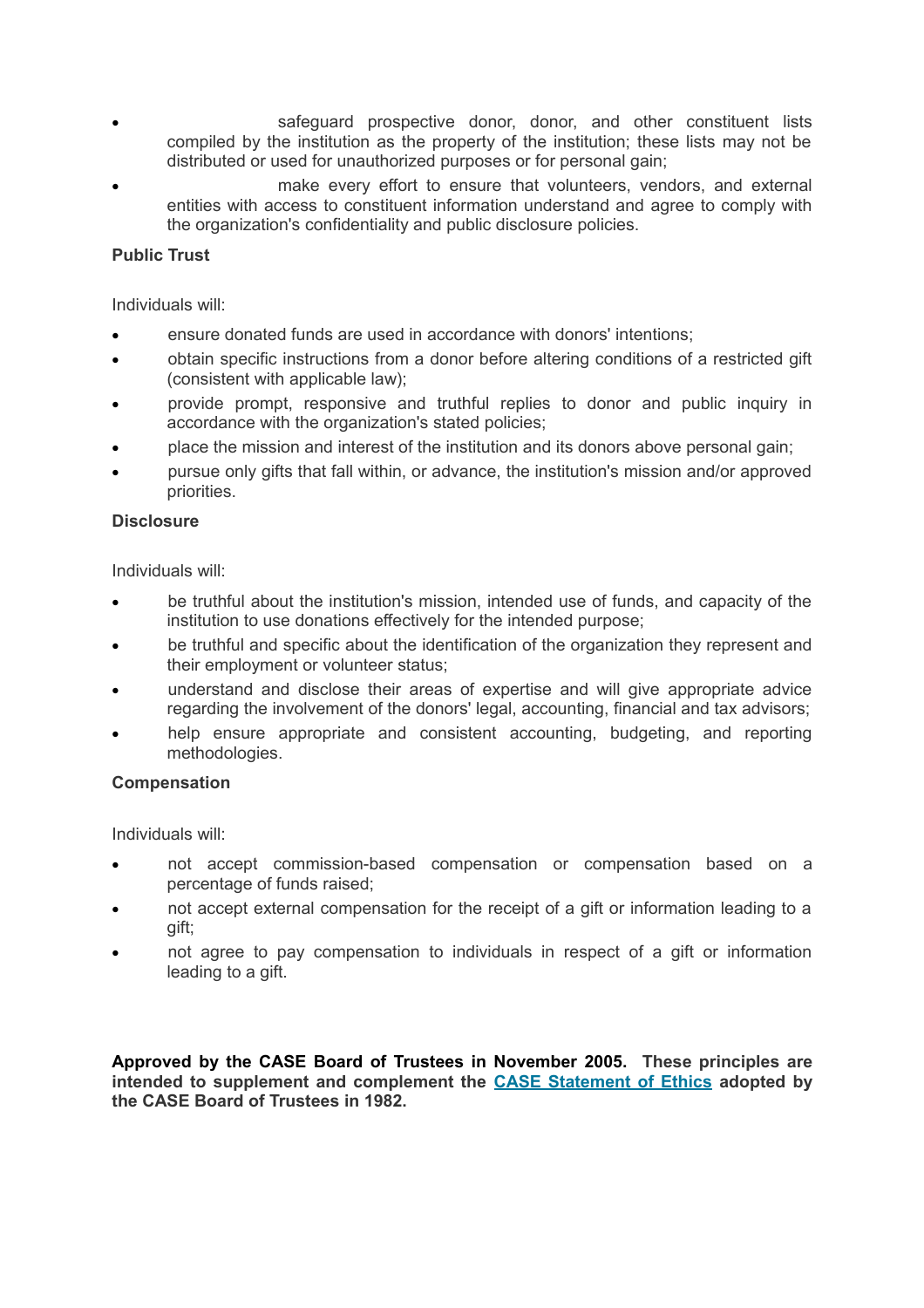- safeguard prospective donor, donor, and other constituent lists compiled by the institution as the property of the institution; these lists may not be distributed or used for unauthorized purposes or for personal gain;
- make every effort to ensure that volunteers, vendors, and external entities with access to constituent information understand and agree to comply with the organization's confidentiality and public disclosure policies.

**Public Trust**

Individuals will:

- ensure donated funds are used in accordance with donors' intentions;
- obtain specific instructions from a donor before altering conditions of a restricted gift (consistent with applicable law);
- provide prompt, responsive and truthful replies to donor and public inquiry in accordance with the organization's stated policies;
- place the mission and interest of the institution and its donors above personal gain;
- pursue only gifts that fall within, or advance, the institution's mission and/or approved priorities.

**Disclosure**

Individuals will:

- be truthful about the institution's mission, intended use of funds, and capacity of the institution to use donations effectively for the intended purpose;
- be truthful and specific about the identification of the organization they represent and their employment or volunteer status;
- understand and disclose their areas of expertise and will give appropriate advice regarding the involvement of the donors' legal, accounting, financial and tax advisors;
- help ensure appropriate and consistent accounting, budgeting, and reporting methodologies.

**Compensation**

Individuals will:

- not accept commission-based compensation or compensation based on a percentage of funds raised;
- not accept external compensation for the receipt of a gift or information leading to a gift;
- not agree to pay compensation to individuals in respect of a gift or information leading to a gift.

**Approved by the CASE Board of Trustees in November 2005. These principles are intended to supplement and complement the CASE Statement of Ethics adopted by the CASE Board of Trustees in 1982.**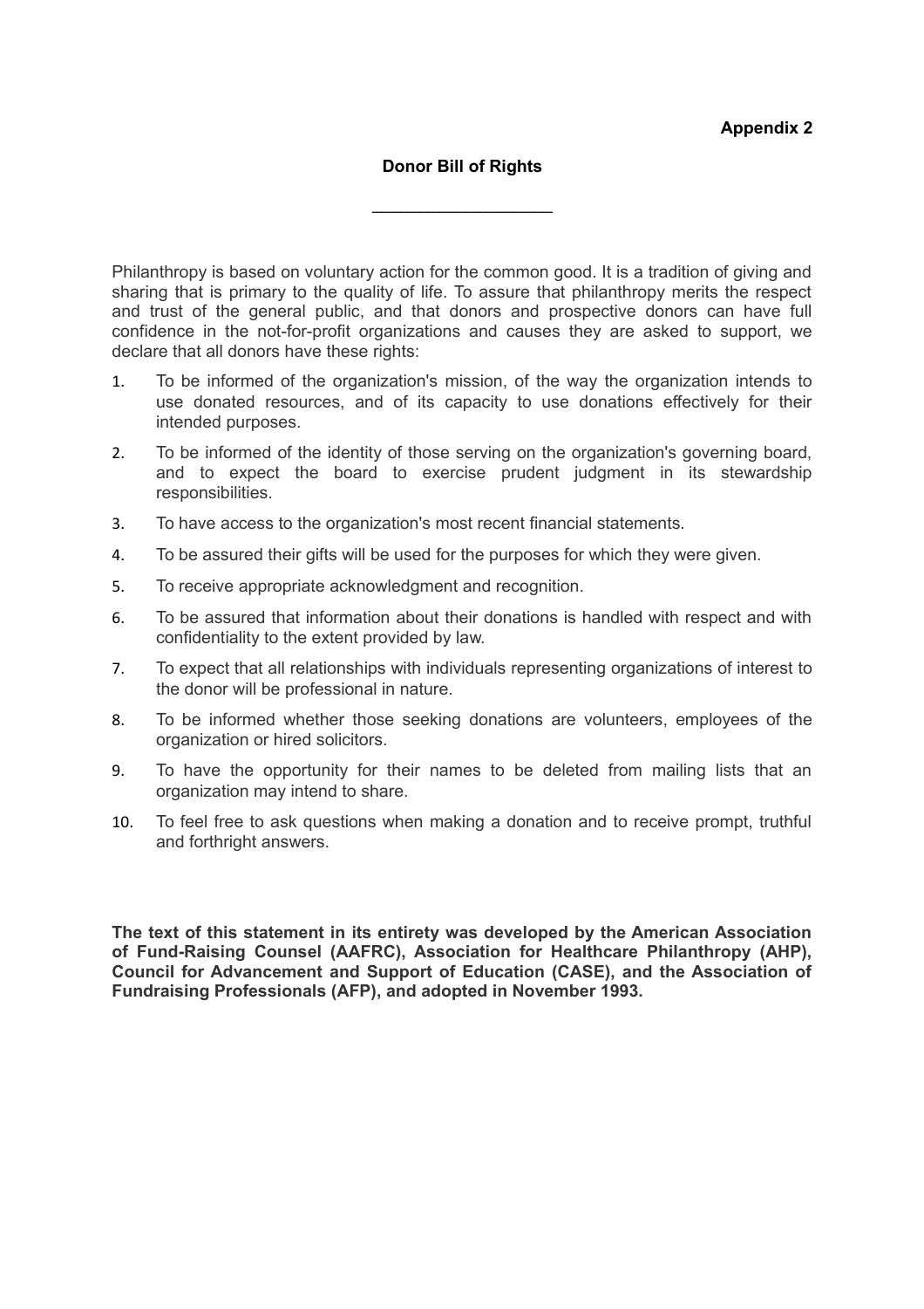**Appendix 2**

## Donor Bill of Rights

---

Philanthropy is based on voluntary action for the common good. It is a tradition of giving and sharing that is primary to the quality of life. To assure that philanthropy merits the respect and trust of the general public, and that donors and prospective donors can have full confidence in the not-for-profit organizations and causes they are asked to support, we declare that all donors have these rights:

1. To be informed of the organization's mission, of the way the organization intends to use donated resources, and of its capacity to use donations effectively for their intended purposes.
2. To be informed of the identity of those serving on the organization's governing board, and to expect the board to exercise prudent judgment in its stewardship responsibilities.
3. To have access to the organization's most recent financial statements.
4. To be assured their gifts will be used for the purposes for which they were given.
5. To receive appropriate acknowledgment and recognition.
6. To be assured that information about their donations is handled with respect and with confidentiality to the extent provided by law.
7. To expect that all relationships with individuals representing organizations of interest to the donor will be professional in nature.
8. To be informed whether those seeking donations are volunteers, employees of the organization or hired solicitors.
9. To have the opportunity for their names to be deleted from mailing lists that an organization may intend to share.
10. To feel free to ask questions when making a donation and to receive prompt, truthful and forthright answers.

**The text of this statement in its entirety was developed by the American Association of Fund-Raising Counsel (AAFRC), Association for Healthcare Philanthropy (AHP), Council for Advancement and Support of Education (CASE), and the Association of Fundraising Professionals (AFP), and adopted in November 1993.**